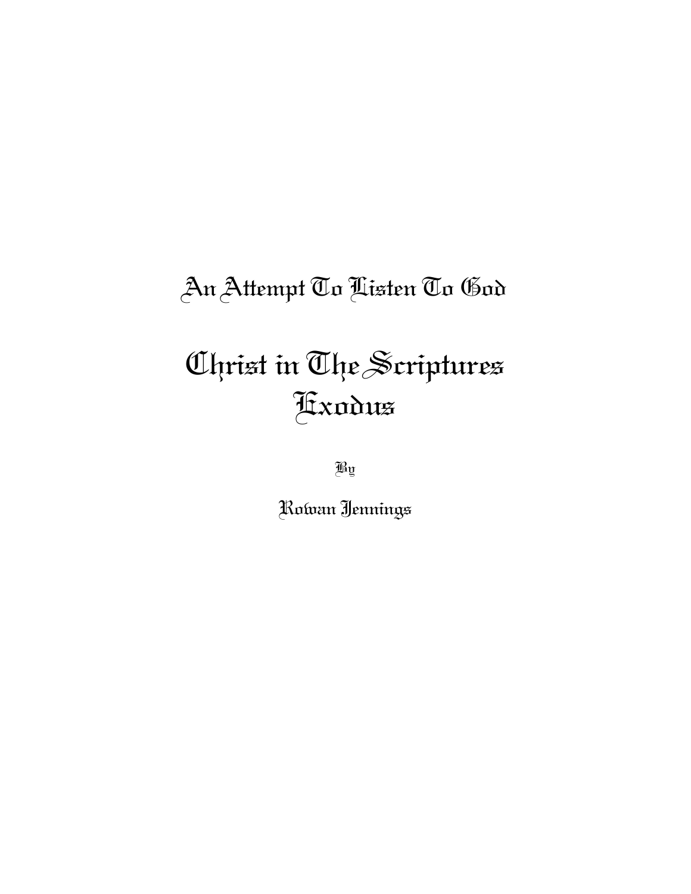## An Attempt To Listen To God

# Christ in The Scriptures
# Exodus

By

Rowan Jennings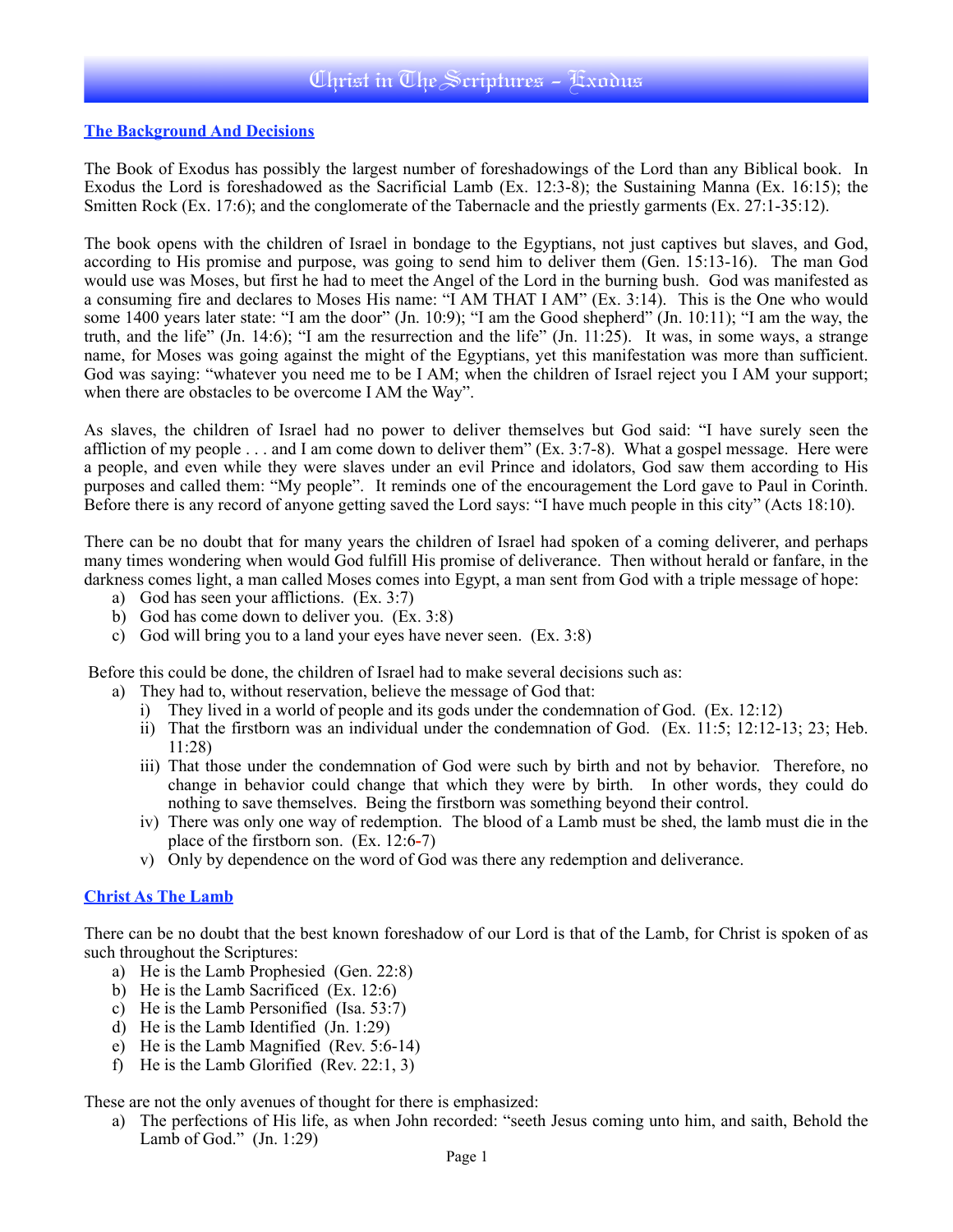# Christ in The Scriptures - Exodus

## The Background And Decisions

The Book of Exodus has possibly the largest number of foreshadowings of the Lord than any Biblical book. In Exodus the Lord is foreshadowed as the Sacrificial Lamb (Ex. 12:3-8); the Sustaining Manna (Ex. 16:15); the Smitten Rock (Ex. 17:6); and the conglomerate of the Tabernacle and the priestly garments (Ex. 27:1-35:12).

The book opens with the children of Israel in bondage to the Egyptians, not just captives but slaves, and God, according to His promise and purpose, was going to send him to deliver them (Gen. 15:13-16). The man God would use was Moses, but first he had to meet the Angel of the Lord in the burning bush. God was manifested as a consuming fire and declares to Moses His name: "I AM THAT I AM" (Ex. 3:14). This is the One who would some 1400 years later state: "I am the door" (Jn. 10:9); "I am the Good shepherd" (Jn. 10:11); "I am the way, the truth, and the life" (Jn. 14:6); "I am the resurrection and the life" (Jn. 11:25). It was, in some ways, a strange name, for Moses was going against the might of the Egyptians, yet this manifestation was more than sufficient. God was saying: "whatever you need me to be I AM; when the children of Israel reject you I AM your support; when there are obstacles to be overcome I AM the Way".

As slaves, the children of Israel had no power to deliver themselves but God said: "I have surely seen the affliction of my people . . . and I am come down to deliver them" (Ex. 3:7-8). What a gospel message. Here were a people, and even while they were slaves under an evil Prince and idolators, God saw them according to His purposes and called them: "My people". It reminds one of the encouragement the Lord gave to Paul in Corinth. Before there is any record of anyone getting saved the Lord says: "I have much people in this city" (Acts 18:10).

There can be no doubt that for many years the children of Israel had spoken of a coming deliverer, and perhaps many times wondering when would God fulfill His promise of deliverance. Then without herald or fanfare, in the darkness comes light, a man called Moses comes into Egypt, a man sent from God with a triple message of hope:

a) God has seen your afflictions. (Ex. 3:7)
b) God has come down to deliver you. (Ex. 3:8)
c) God will bring you to a land your eyes have never seen. (Ex. 3:8)

Before this could be done, the children of Israel had to make several decisions such as:

a) They had to, without reservation, believe the message of God that:
   i) They lived in a world of people and its gods under the condemnation of God. (Ex. 12:12)
   ii) That the firstborn was an individual under the condemnation of God. (Ex. 11:5; 12:12-13; 23; Heb. 11:28)
   iii) That those under the condemnation of God were such by birth and not by behavior. Therefore, no change in behavior could change that which they were by birth. In other words, they could do nothing to save themselves. Being the firstborn was something beyond their control.
   iv) There was only one way of redemption. The blood of a Lamb must be shed, the lamb must die in the place of the firstborn son. (Ex. 12:6-7)
   v) Only by dependence on the word of God was there any redemption and deliverance.

## Christ As The Lamb

There can be no doubt that the best known foreshadow of our Lord is that of the Lamb, for Christ is spoken of as such throughout the Scriptures:

a) He is the Lamb Prophesied (Gen. 22:8)
b) He is the Lamb Sacrificed (Ex. 12:6)
c) He is the Lamb Personified (Isa. 53:7)
d) He is the Lamb Identified (Jn. 1:29)
e) He is the Lamb Magnified (Rev. 5:6-14)
f) He is the Lamb Glorified (Rev. 22:1, 3)

These are not the only avenues of thought for there is emphasized:

a) The perfections of His life, as when John recorded: "seeth Jesus coming unto him, and saith, Behold the Lamb of God." (Jn. 1:29)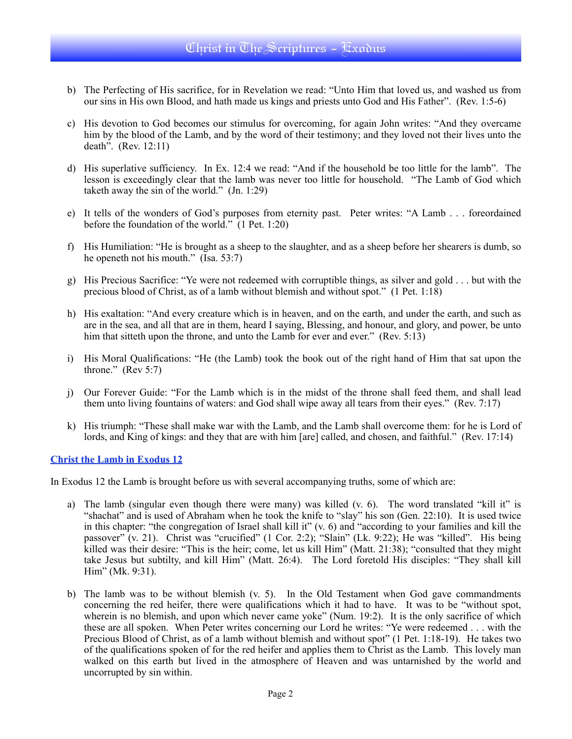b) The Perfecting of His sacrifice, for in Revelation we read: "Unto Him that loved us, and washed us from our sins in His own Blood, and hath made us kings and priests unto God and His Father". (Rev. 1:5-6)

c) His devotion to God becomes our stimulus for overcoming, for again John writes: "And they overcame him by the blood of the Lamb, and by the word of their testimony; and they loved not their lives unto the death". (Rev. 12:11)

d) His superlative sufficiency. In Ex. 12:4 we read: "And if the household be too little for the lamb". The lesson is exceedingly clear that the lamb was never too little for household. "The Lamb of God which taketh away the sin of the world." (Jn. 1:29)

e) It tells of the wonders of God's purposes from eternity past. Peter writes: "A Lamb . . . foreordained before the foundation of the world." (1 Pet. 1:20)

f) His Humiliation: "He is brought as a sheep to the slaughter, and as a sheep before her shearers is dumb, so he openeth not his mouth." (Isa. 53:7)

g) His Precious Sacrifice: "Ye were not redeemed with corruptible things, as silver and gold . . . but with the precious blood of Christ, as of a lamb without blemish and without spot." (1 Pet. 1:18)

h) His exaltation: "And every creature which is in heaven, and on the earth, and under the earth, and such as are in the sea, and all that are in them, heard I saying, Blessing, and honour, and glory, and power, be unto him that sitteth upon the throne, and unto the Lamb for ever and ever." (Rev. 5:13)

i) His Moral Qualifications: "He (the Lamb) took the book out of the right hand of Him that sat upon the throne." (Rev 5:7)

j) Our Forever Guide: "For the Lamb which is in the midst of the throne shall feed them, and shall lead them unto living fountains of waters: and God shall wipe away all tears from their eyes." (Rev. 7:17)

k) His triumph: "These shall make war with the Lamb, and the Lamb shall overcome them: for he is Lord of lords, and King of kings: and they that are with him [are] called, and chosen, and faithful." (Rev. 17:14)

### Christ the Lamb in Exodus 12

In Exodus 12 the Lamb is brought before us with several accompanying truths, some of which are:

a) The lamb (singular even though there were many) was killed (v. 6). The word translated "kill it" is "shachat" and is used of Abraham when he took the knife to "slay" his son (Gen. 22:10). It is used twice in this chapter: "the congregation of Israel shall kill it" (v. 6) and "according to your families and kill the passover" (v. 21). Christ was "crucified" (1 Cor. 2:2); "Slain" (Lk. 9:22); He was "killed". His being killed was their desire: "This is the heir; come, let us kill Him" (Matt. 21:38); "consulted that they might take Jesus but subtilty, and kill Him" (Matt. 26:4). The Lord foretold His disciples: "They shall kill Him" (Mk. 9:31).

b) The lamb was to be without blemish (v. 5). In the Old Testament when God gave commandments concerning the red heifer, there were qualifications which it had to have. It was to be "without spot, wherein is no blemish, and upon which never came yoke" (Num. 19:2). It is the only sacrifice of which these are all spoken. When Peter writes concerning our Lord he writes: "Ye were redeemed . . . with the Precious Blood of Christ, as of a lamb without blemish and without spot" (1 Pet. 1:18-19). He takes two of the qualifications spoken of for the red heifer and applies them to Christ as the Lamb. This lovely man walked on this earth but lived in the atmosphere of Heaven and was untarnished by the world and uncorrupted by sin within.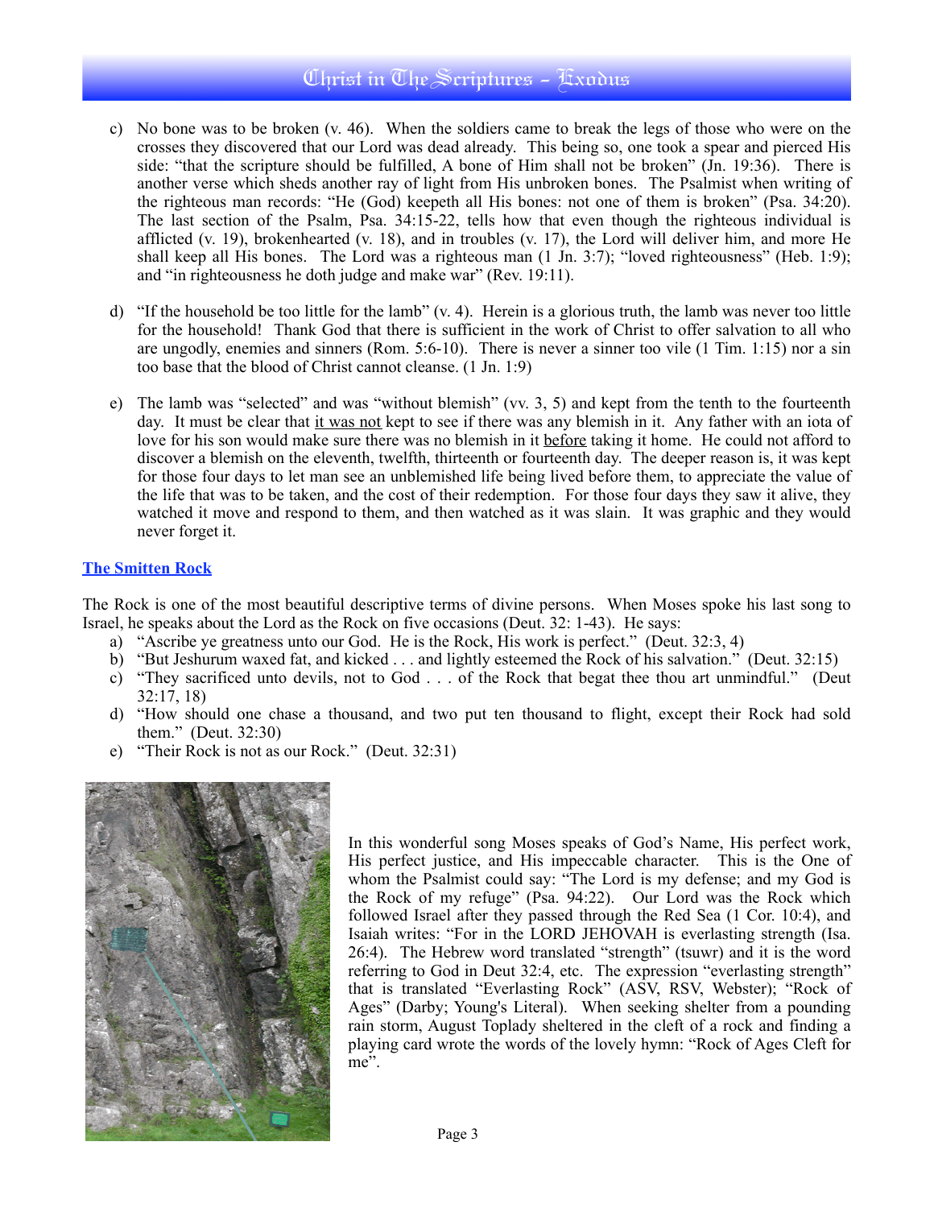c) No bone was to be broken (v. 46). When the soldiers came to break the legs of those who were on the crosses they discovered that our Lord was dead already. This being so, one took a spear and pierced His side: "that the scripture should be fulfilled, A bone of Him shall not be broken" (Jn. 19:36). There is another verse which sheds another ray of light from His unbroken bones. The Psalmist when writing of the righteous man records: "He (God) keepeth all His bones: not one of them is broken" (Psa. 34:20). The last section of the Psalm, Psa. 34:15-22, tells how that even though the righteous individual is afflicted (v. 19), brokenhearted (v. 18), and in troubles (v. 17), the Lord will deliver him, and more He shall keep all His bones. The Lord was a righteous man (1 Jn. 3:7); "loved righteousness" (Heb. 1:9); and "in righteousness he doth judge and make war" (Rev. 19:11).

d) "If the household be too little for the lamb" (v. 4). Herein is a glorious truth, the lamb was never too little for the household! Thank God that there is sufficient in the work of Christ to offer salvation to all who are ungodly, enemies and sinners (Rom. 5:6-10). There is never a sinner too vile (1 Tim. 1:15) nor a sin too base that the blood of Christ cannot cleanse. (1 Jn. 1:9)

e) The lamb was "selected" and was "without blemish" (vv. 3, 5) and kept from the tenth to the fourteenth day. It must be clear that <u>it was not</u> kept to see if there was any blemish in it. Any father with an iota of love for his son would make sure there was no blemish in it <u>before</u> taking it home. He could not afford to discover a blemish on the eleventh, twelfth, thirteenth or fourteenth day. The deeper reason is, it was kept for those four days to let man see an unblemished life being lived before them, to appreciate the value of the life that was to be taken, and the cost of their redemption. For those four days they saw it alive, they watched it move and respond to them, and then watched as it was slain. It was graphic and they would never forget it.

## The Smitten Rock

The Rock is one of the most beautiful descriptive terms of divine persons. When Moses spoke his last song to Israel, he speaks about the Lord as the Rock on five occasions (Deut. 32: 1-43). He says:

a) "Ascribe ye greatness unto our God. He is the Rock, His work is perfect." (Deut. 32:3, 4)
b) "But Jeshurum waxed fat, and kicked . . . and lightly esteemed the Rock of his salvation." (Deut. 32:15)
c) "They sacrificed unto devils, not to God . . . of the Rock that begat thee thou art unmindful." (Deut 32:17, 18)
d) "How should one chase a thousand, and two put ten thousand to flight, except their Rock had sold them." (Deut. 32:30)
e) "Their Rock is not as our Rock." (Deut. 32:31)

In this wonderful song Moses speaks of God's Name, His perfect work, His perfect justice, and His impeccable character. This is the One of whom the Psalmist could say: "The Lord is my defense; and my God is the Rock of my refuge" (Psa. 94:22). Our Lord was the Rock which followed Israel after they passed through the Red Sea (1 Cor. 10:4), and Isaiah writes: "For in the LORD JEHOVAH is everlasting strength (Isa. 26:4). The Hebrew word translated "strength" (tsuwr) and it is the word referring to God in Deut 32:4, etc. The expression "everlasting strength" that is translated "Everlasting Rock" (ASV, RSV, Webster); "Rock of Ages" (Darby; Young's Literal). When seeking shelter from a pounding rain storm, August Toplady sheltered in the cleft of a rock and finding a playing card wrote the words of the lovely hymn: "Rock of Ages Cleft for me".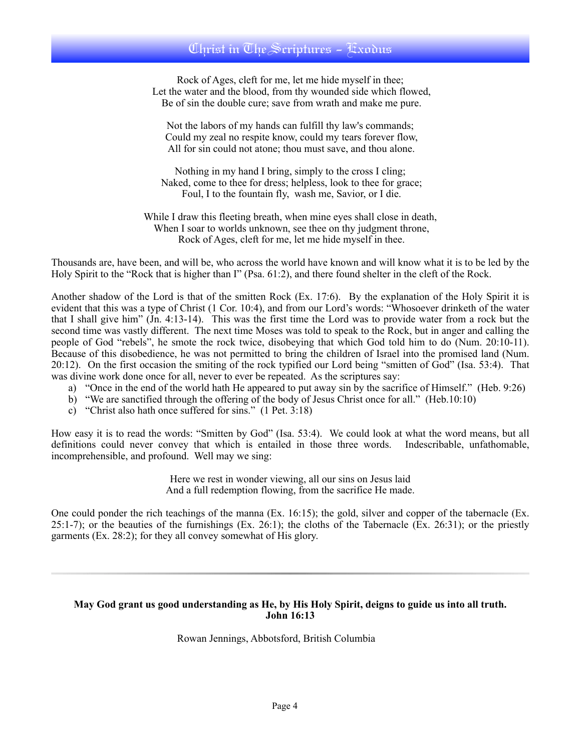Rock of Ages, cleft for me, let me hide myself in thee;
Let the water and the blood, from thy wounded side which flowed,
Be of sin the double cure; save from wrath and make me pure.

Not the labors of my hands can fulfill thy law's commands;
Could my zeal no respite know, could my tears forever flow,
All for sin could not atone; thou must save, and thou alone.

Nothing in my hand I bring, simply to the cross I cling;
Naked, come to thee for dress; helpless, look to thee for grace;
Foul, I to the fountain fly, wash me, Savior, or I die.

While I draw this fleeting breath, when mine eyes shall close in death,
When I soar to worlds unknown, see thee on thy judgment throne,
Rock of Ages, cleft for me, let me hide myself in thee.

Thousands are, have been, and will be, who across the world have known and will know what it is to be led by the Holy Spirit to the "Rock that is higher than I" (Psa. 61:2), and there found shelter in the cleft of the Rock.

Another shadow of the Lord is that of the smitten Rock (Ex. 17:6). By the explanation of the Holy Spirit it is evident that this was a type of Christ (1 Cor. 10:4), and from our Lord's words: "Whosoever drinketh of the water that I shall give him" (Jn. 4:13-14). This was the first time the Lord was to provide water from a rock but the second time was vastly different. The next time Moses was told to speak to the Rock, but in anger and calling the people of God "rebels", he smote the rock twice, disobeying that which God told him to do (Num. 20:10-11). Because of this disobedience, he was not permitted to bring the children of Israel into the promised land (Num. 20:12). On the first occasion the smiting of the rock typified our Lord being "smitten of God" (Isa. 53:4). That was divine work done once for all, never to ever be repeated. As the scriptures say:

a) "Once in the end of the world hath He appeared to put away sin by the sacrifice of Himself." (Heb. 9:26)
b) "We are sanctified through the offering of the body of Jesus Christ once for all." (Heb.10:10)
c) "Christ also hath once suffered for sins." (1 Pet. 3:18)

How easy it is to read the words: "Smitten by God" (Isa. 53:4). We could look at what the word means, but all definitions could never convey that which is entailed in those three words. Indescribable, unfathomable, incomprehensible, and profound. Well may we sing:

Here we rest in wonder viewing, all our sins on Jesus laid
And a full redemption flowing, from the sacrifice He made.

One could ponder the rich teachings of the manna (Ex. 16:15); the gold, silver and copper of the tabernacle (Ex. 25:1-7); or the beauties of the furnishings (Ex. 26:1); the cloths of the Tabernacle (Ex. 26:31); or the priestly garments (Ex. 28:2); for they all convey somewhat of His glory.

---

**May God grant us good understanding as He, by His Holy Spirit, deigns to guide us into all truth.
John 16:13**

Rowan Jennings, Abbotsford, British Columbia